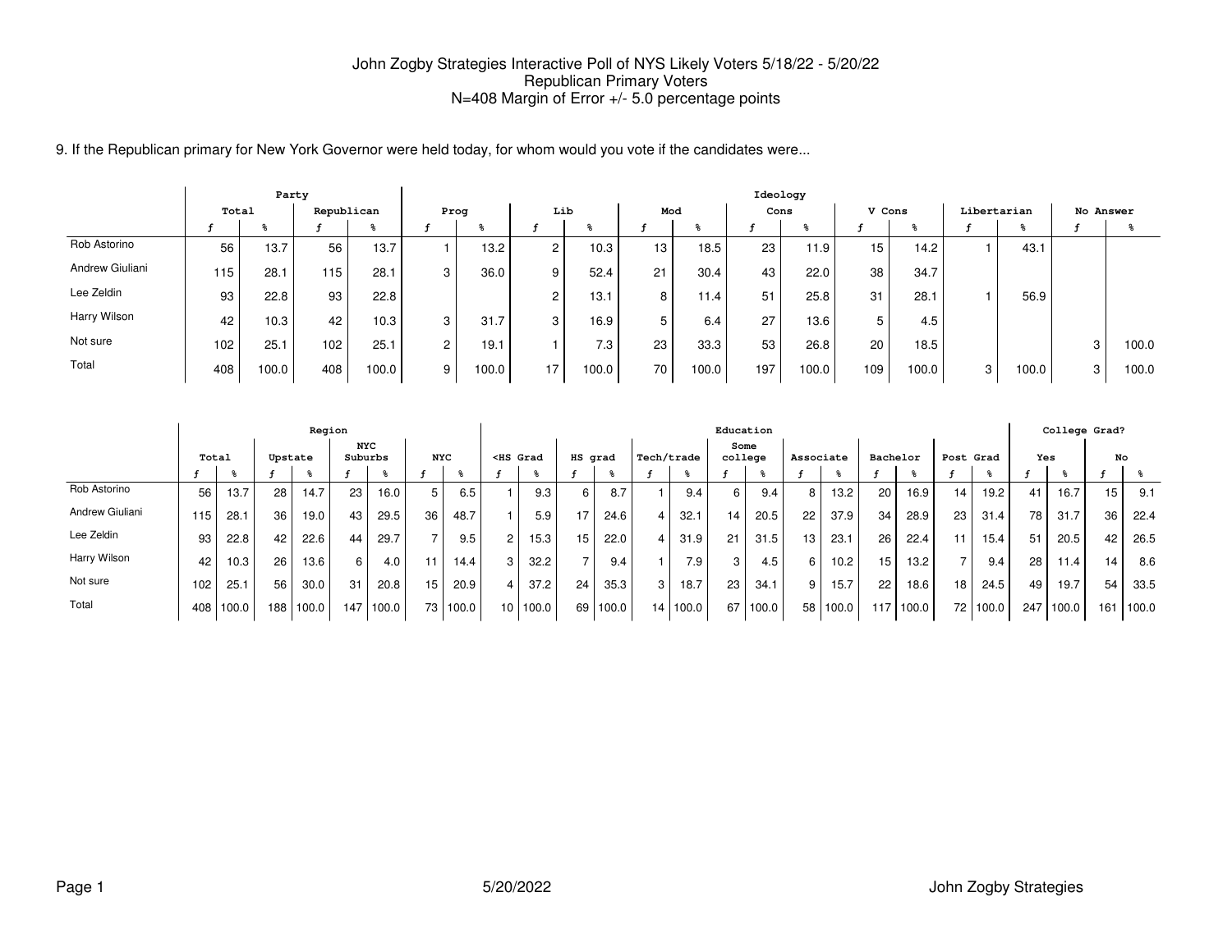# John Zogby Strategies Interactive Poll of NYS Likely Voters 5/18/22 - 5/20/22
## Republican Primary Voters
## N=408 Margin of Error +/- 5.0 percentage points

9. If the Republican primary for New York Governor were held today, for whom would you vote if the candidates were...

| | Party | | | | Ideology | | | | | | | | | | | | | |
|---|---|---|---|---|---|---|---|---|---|---|---|---|---|---|---|---|---|---|
| | Total | | Republican | | Prog | | Lib | | Mod | | Cons | | V Cons | | Libertarian | | No Answer | |
| | f | % | f | % | f | % | f | % | f | % | f | % | f | % | f | % | f | % |
| Rob Astorino | 56 | 13.7 | 56 | 13.7 | 1 | 13.2 | 2 | 10.3 | 13 | 18.5 | 23 | 11.9 | 15 | 14.2 | 1 | 43.1 | | |
| Andrew Giuliani | 115 | 28.1 | 115 | 28.1 | 3 | 36.0 | 9 | 52.4 | 21 | 30.4 | 43 | 22.0 | 38 | 34.7 | | | | |
| Lee Zeldin | 93 | 22.8 | 93 | 22.8 | | | 2 | 13.1 | 8 | 11.4 | 51 | 25.8 | 31 | 28.1 | 1 | 56.9 | | |
| Harry Wilson | 42 | 10.3 | 42 | 10.3 | 3 | 31.7 | 3 | 16.9 | 5 | 6.4 | 27 | 13.6 | 5 | 4.5 | | | | |
| Not sure | 102 | 25.1 | 102 | 25.1 | 2 | 19.1 | 1 | 7.3 | 23 | 33.3 | 53 | 26.8 | 20 | 18.5 | | | 3 | 100.0 |
| Total | 408 | 100.0 | 408 | 100.0 | 9 | 100.0 | 17 | 100.0 | 70 | 100.0 | 197 | 100.0 | 109 | 100.0 | 3 | 100.0 | 3 | 100.0 |

| | Region | | | | | | | | Education | | | | | | | | | | | | | | College Grad? | | | |
|---|---|---|---|---|---|---|---|---|---|---|---|---|---|---|---|---|---|---|---|---|---|---|---|---|---|---|
| | Total | | Upstate | | NYC Suburbs | | NYC | | <HS Grad | | HS grad | | Tech/trade | | Some college | | Associate | | Bachelor | | Post Grad | | Yes | | No | |
| | f | % | f | % | f | % | f | % | f | % | f | % | f | % | f | % | f | % | f | % | f | % | f | % | f | % |
| Rob Astorino | 56 | 13.7 | 28 | 14.7 | 23 | 16.0 | 5 | 6.5 | 1 | 9.3 | 6 | 8.7 | 1 | 9.4 | 6 | 9.4 | 8 | 13.2 | 20 | 16.9 | 14 | 19.2 | 41 | 16.7 | 15 | 9.1 |
| Andrew Giuliani | 115 | 28.1 | 36 | 19.0 | 43 | 29.5 | 36 | 48.7 | 1 | 5.9 | 17 | 24.6 | 4 | 32.1 | 14 | 20.5 | 22 | 37.9 | 34 | 28.9 | 23 | 31.4 | 78 | 31.7 | 36 | 22.4 |
| Lee Zeldin | 93 | 22.8 | 42 | 22.6 | 44 | 29.7 | 7 | 9.5 | 2 | 15.3 | 15 | 22.0 | 4 | 31.9 | 21 | 31.5 | 13 | 23.1 | 26 | 22.4 | 11 | 15.4 | 51 | 20.5 | 42 | 26.5 |
| Harry Wilson | 42 | 10.3 | 26 | 13.6 | 6 | 4.0 | 11 | 14.4 | 3 | 32.2 | 7 | 9.4 | 1 | 7.9 | 3 | 4.5 | 6 | 10.2 | 15 | 13.2 | 7 | 9.4 | 28 | 11.4 | 14 | 8.6 |
| Not sure | 102 | 25.1 | 56 | 30.0 | 31 | 20.8 | 15 | 20.9 | 4 | 37.2 | 24 | 35.3 | 3 | 18.7 | 23 | 34.1 | 9 | 15.7 | 22 | 18.6 | 18 | 24.5 | 49 | 19.7 | 54 | 33.5 |
| Total | 408 | 100.0 | 188 | 100.0 | 147 | 100.0 | 73 | 100.0 | 10 | 100.0 | 69 | 100.0 | 14 | 100.0 | 67 | 100.0 | 58 | 100.0 | 117 | 100.0 | 72 | 100.0 | 247 | 100.0 | 161 | 100.0 |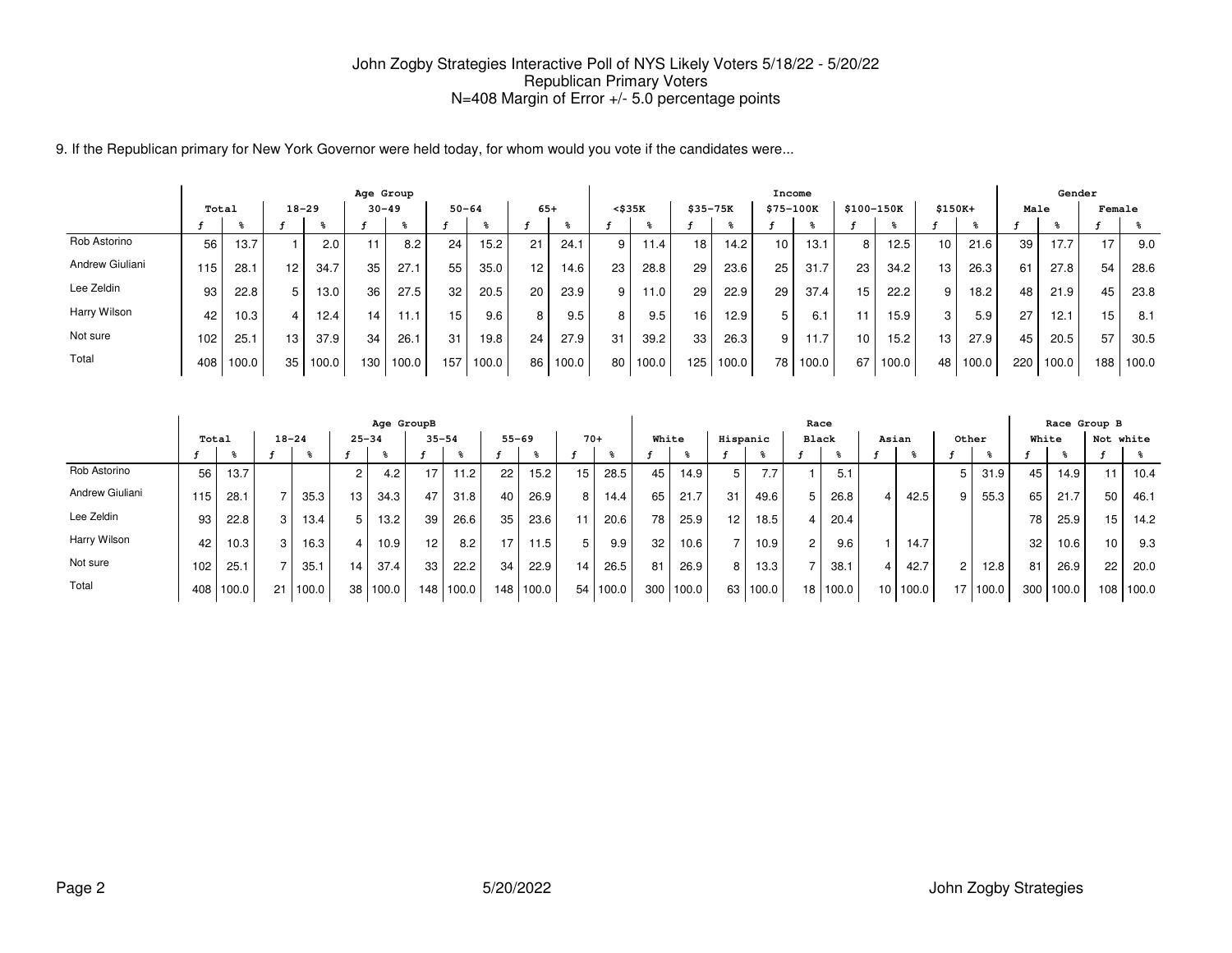# John Zogby Strategies Interactive Poll of NYS Likely Voters 5/18/22 - 5/20/22

## Republican Primary Voters

N=408 Margin of Error +/- 5.0 percentage points

9. If the Republican primary for New York Governor were held today, for whom would you vote if the candidates were...

| | | | Age Group | | | | | | | | Income | | | | | | | | | | Gender | | | |
|---|---|---|---|---|---|---|---|---|---|---|---|---|---|---|---|---|---|---|---|---|---|---|---|---|
| | Total | | 18-29 | | 30-49 | | 50-64 | | 65+ | | <$35K | | $35-75K | | $75-100K | | $100-150K | | $150K+ | | Male | | Female | |
| | f | % | f | % | f | % | f | % | f | % | f | % | f | % | f | % | f | % | f | % | f | % | f | % |
| Rob Astorino | 56 | 13.7 | 1 | 2.0 | 11 | 8.2 | 24 | 15.2 | 21 | 24.1 | 9 | 11.4 | 18 | 14.2 | 10 | 13.1 | 8 | 12.5 | 10 | 21.6 | 39 | 17.7 | 17 | 9.0 |
| Andrew Giuliani | 115 | 28.1 | 12 | 34.7 | 35 | 27.1 | 55 | 35.0 | 12 | 14.6 | 23 | 28.8 | 29 | 23.6 | 25 | 31.7 | 23 | 34.2 | 13 | 26.3 | 61 | 27.8 | 54 | 28.6 |
| Lee Zeldin | 93 | 22.8 | 5 | 13.0 | 36 | 27.5 | 32 | 20.5 | 20 | 23.9 | 9 | 11.0 | 29 | 22.9 | 29 | 37.4 | 15 | 22.2 | 9 | 18.2 | 48 | 21.9 | 45 | 23.8 |
| Harry Wilson | 42 | 10.3 | 4 | 12.4 | 14 | 11.1 | 15 | 9.6 | 8 | 9.5 | 8 | 9.5 | 16 | 12.9 | 5 | 6.1 | 11 | 15.9 | 3 | 5.9 | 27 | 12.1 | 15 | 8.1 |
| Not sure | 102 | 25.1 | 13 | 37.9 | 34 | 26.1 | 31 | 19.8 | 24 | 27.9 | 31 | 39.2 | 33 | 26.3 | 9 | 11.7 | 10 | 15.2 | 13 | 27.9 | 45 | 20.5 | 57 | 30.5 |
| Total | 408 | 100.0 | 35 | 100.0 | 130 | 100.0 | 157 | 100.0 | 86 | 100.0 | 80 | 100.0 | 125 | 100.0 | 78 | 100.0 | 67 | 100.0 | 48 | 100.0 | 220 | 100.0 | 188 | 100.0 |

| | | | Age GroupB | | | | | | | | | | Race | | | | | | | | | | Race Group B | | | |
|---|---|---|---|---|---|---|---|---|---|---|---|---|---|---|---|---|---|---|---|---|---|---|---|---|---|---|
| | Total | | 18-24 | | 25-34 | | 35-54 | | 55-69 | | 70+ | | White | | Hispanic | | Black | | Asian | | Other | | White | | Not white | |
| | f | % | f | % | f | % | f | % | f | % | f | % | f | % | f | % | f | % | f | % | f | % | f | % | f | % |
| Rob Astorino | 56 | 13.7 | | | 2 | 4.2 | 17 | 11.2 | 22 | 15.2 | 15 | 28.5 | 45 | 14.9 | 5 | 7.7 | 1 | 5.1 | | | 5 | 31.9 | 45 | 14.9 | 11 | 10.4 |
| Andrew Giuliani | 115 | 28.1 | 7 | 35.3 | 13 | 34.3 | 47 | 31.8 | 40 | 26.9 | 8 | 14.4 | 65 | 21.7 | 31 | 49.6 | 5 | 26.8 | 4 | 42.5 | 9 | 55.3 | 65 | 21.7 | 50 | 46.1 |
| Lee Zeldin | 93 | 22.8 | 3 | 13.4 | 5 | 13.2 | 39 | 26.6 | 35 | 23.6 | 11 | 20.6 | 78 | 25.9 | 12 | 18.5 | 4 | 20.4 | | | | | 78 | 25.9 | 15 | 14.2 |
| Harry Wilson | 42 | 10.3 | 3 | 16.3 | 4 | 10.9 | 12 | 8.2 | 17 | 11.5 | 5 | 9.9 | 32 | 10.6 | 7 | 10.9 | 2 | 9.6 | 1 | 14.7 | | | 32 | 10.6 | 10 | 9.3 |
| Not sure | 102 | 25.1 | 7 | 35.1 | 14 | 37.4 | 33 | 22.2 | 34 | 22.9 | 14 | 26.5 | 81 | 26.9 | 8 | 13.3 | 7 | 38.1 | 4 | 42.7 | 2 | 12.8 | 81 | 26.9 | 22 | 20.0 |
| Total | 408 | 100.0 | 21 | 100.0 | 38 | 100.0 | 148 | 100.0 | 148 | 100.0 | 54 | 100.0 | 300 | 100.0 | 63 | 100.0 | 18 | 100.0 | 10 | 100.0 | 17 | 100.0 | 300 | 100.0 | 108 | 100.0 |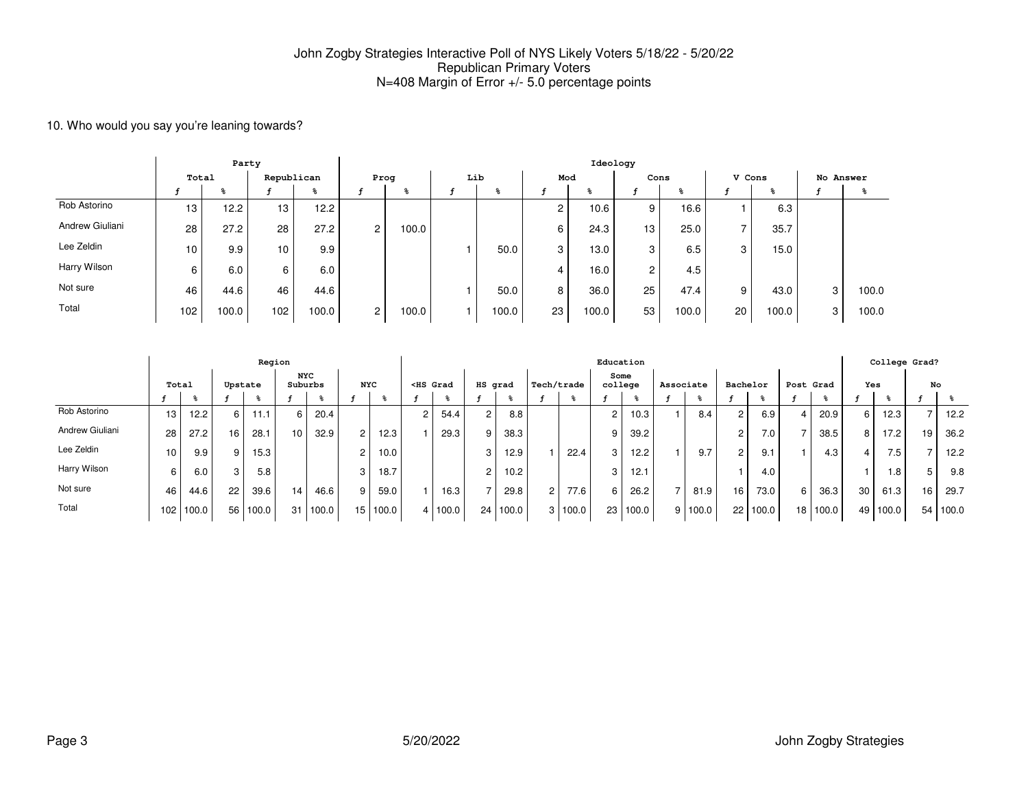John Zogby Strategies Interactive Poll of NYS Likely Voters 5/18/22 - 5/20/22
Republican Primary Voters
N=408 Margin of Error +/- 5.0 percentage points

10. Who would you say you're leaning towards?

| | Party | | | | Ideology | | | | | | | | | | | |
|---|---|---|---|---|---|---|---|---|---|---|---|---|---|---|---|---|
| | Total | | Republican | | Prog | | Lib | | Mod | | Cons | | V Cons | | No Answer | |
| | f | % | f | % | f | % | f | % | f | % | f | % | f | % | f | % |
| Rob Astorino | 13 | 12.2 | 13 | 12.2 | | | | | 2 | 10.6 | 9 | 16.6 | 1 | 6.3 | | |
| Andrew Giuliani | 28 | 27.2 | 28 | 27.2 | 2 | 100.0 | | | 6 | 24.3 | 13 | 25.0 | 7 | 35.7 | | |
| Lee Zeldin | 10 | 9.9 | 10 | 9.9 | | | 1 | 50.0 | 3 | 13.0 | 3 | 6.5 | 3 | 15.0 | | |
| Harry Wilson | 6 | 6.0 | 6 | 6.0 | | | | | 4 | 16.0 | 2 | 4.5 | | | | |
| Not sure | 46 | 44.6 | 46 | 44.6 | | | 1 | 50.0 | 8 | 36.0 | 25 | 47.4 | 9 | 43.0 | 3 | 100.0 |
| Total | 102 | 100.0 | 102 | 100.0 | 2 | 100.0 | 1 | 100.0 | 23 | 100.0 | 53 | 100.0 | 20 | 100.0 | 3 | 100.0 |

| | Region | | | | | | | | Education | | | | | | | | | | | | | | College Grad? | | | |
|---|---|---|---|---|---|---|---|---|---|---|---|---|---|---|---|---|---|---|---|---|---|---|---|---|---|---|
| | Total | | Upstate | | NYC Suburbs | | NYC | | <HS Grad | | HS grad | | Tech/trade | | Some college | | Associate | | Bachelor | | Post Grad | | Yes | | No | |
| | f | % | f | % | f | % | f | % | f | % | f | % | f | % | f | % | f | % | f | % | f | % | f | % | f | % |
| Rob Astorino | 13 | 12.2 | 6 | 11.1 | 6 | 20.4 | | | 2 | 54.4 | 2 | 8.8 | | | 2 | 10.3 | 1 | 8.4 | 2 | 6.9 | 4 | 20.9 | 6 | 12.3 | 7 | 12.2 |
| Andrew Giuliani | 28 | 27.2 | 16 | 28.1 | 10 | 32.9 | 2 | 12.3 | 1 | 29.3 | 9 | 38.3 | | | 9 | 39.2 | | | 2 | 7.0 | 7 | 38.5 | 8 | 17.2 | 19 | 36.2 |
| Lee Zeldin | 10 | 9.9 | 9 | 15.3 | | | 2 | 10.0 | | | 3 | 12.9 | 1 | 22.4 | 3 | 12.2 | 1 | 9.7 | 2 | 9.1 | 1 | 4.3 | 4 | 7.5 | 7 | 12.2 |
| Harry Wilson | 6 | 6.0 | 3 | 5.8 | | | 3 | 18.7 | | | 2 | 10.2 | | | 3 | 12.1 | | | 1 | 4.0 | | | 1 | 1.8 | 5 | 9.8 |
| Not sure | 46 | 44.6 | 22 | 39.6 | 14 | 46.6 | 9 | 59.0 | 1 | 16.3 | 7 | 29.8 | 2 | 77.6 | 6 | 26.2 | 7 | 81.9 | 16 | 73.0 | 6 | 36.3 | 30 | 61.3 | 16 | 29.7 |
| Total | 102 | 100.0 | 56 | 100.0 | 31 | 100.0 | 15 | 100.0 | 4 | 100.0 | 24 | 100.0 | 3 | 100.0 | 23 | 100.0 | 9 | 100.0 | 22 | 100.0 | 18 | 100.0 | 49 | 100.0 | 54 | 100.0 |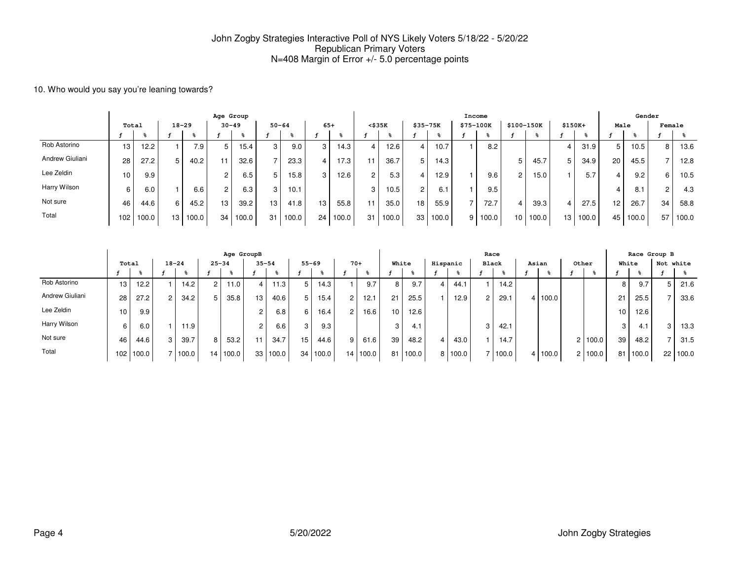John Zogby Strategies Interactive Poll of NYS Likely Voters 5/18/22 - 5/20/22
Republican Primary Voters
N=408 Margin of Error +/- 5.0 percentage points

10. Who would you say you're leaning towards?

| | Total | | Age Group 18-29 | | 30-49 | | 50-64 | | 65+ | | Income <$35K | | $35-75K | | $75-100K | | $100-150K | | $150K+ | | Gender Male | | Female | |
|---|---|---|---|---|---|---|---|---|---|---|---|---|---|---|---|---|---|---|---|---|---|---|---|---|
| | f | % | f | % | f | % | f | % | f | % | f | % | f | % | f | % | f | % | f | % | f | % | f | % |
| Rob Astorino | 13 | 12.2 | 1 | 7.9 | 5 | 15.4 | 3 | 9.0 | 3 | 14.3 | 4 | 12.6 | 4 | 10.7 | 1 | 8.2 | | | 4 | 31.9 | 5 | 10.5 | 8 | 13.6 |
| Andrew Giuliani | 28 | 27.2 | 5 | 40.2 | 11 | 32.6 | 7 | 23.3 | 4 | 17.3 | 11 | 36.7 | 5 | 14.3 | | | 5 | 45.7 | 5 | 34.9 | 20 | 45.5 | 7 | 12.8 |
| Lee Zeldin | 10 | 9.9 | | | 2 | 6.5 | 5 | 15.8 | 3 | 12.6 | 2 | 5.3 | 4 | 12.9 | 1 | 9.6 | 2 | 15.0 | 1 | 5.7 | 4 | 9.2 | 6 | 10.5 |
| Harry Wilson | 6 | 6.0 | 1 | 6.6 | 2 | 6.3 | 3 | 10.1 | | | 3 | 10.5 | 2 | 6.1 | 1 | 9.5 | | | | | 4 | 8.1 | 2 | 4.3 |
| Not sure | 46 | 44.6 | 6 | 45.2 | 13 | 39.2 | 13 | 41.8 | 13 | 55.8 | 11 | 35.0 | 18 | 55.9 | 7 | 72.7 | 4 | 39.3 | 4 | 27.5 | 12 | 26.7 | 34 | 58.8 |
| Total | 102 | 100.0 | 13 | 100.0 | 34 | 100.0 | 31 | 100.0 | 24 | 100.0 | 31 | 100.0 | 33 | 100.0 | 9 | 100.0 | 10 | 100.0 | 13 | 100.0 | 45 | 100.0 | 57 | 100.0 |

| | Total | | Age GroupB 18-24 | | 25-34 | | 35-54 | | 55-69 | | 70+ | | Race White | | Hispanic | | Black | | Asian | | Other | | Race Group B White | | Not white | |
|---|---|---|---|---|---|---|---|---|---|---|---|---|---|---|---|---|---|---|---|---|---|---|---|---|---|---|
| | f | % | f | % | f | % | f | % | f | % | f | % | f | % | f | % | f | % | f | % | f | % | f | % | f | % |
| Rob Astorino | 13 | 12.2 | 1 | 14.2 | 2 | 11.0 | 4 | 11.3 | 5 | 14.3 | 1 | 9.7 | 8 | 9.7 | 4 | 44.1 | 1 | 14.2 | | | | | 8 | 9.7 | 5 | 21.6 |
| Andrew Giuliani | 28 | 27.2 | 2 | 34.2 | 5 | 35.8 | 13 | 40.6 | 5 | 15.4 | 2 | 12.1 | 21 | 25.5 | 1 | 12.9 | 2 | 29.1 | 4 | 100.0 | | | 21 | 25.5 | 7 | 33.6 |
| Lee Zeldin | 10 | 9.9 | | | | | 2 | 6.8 | 6 | 16.4 | 2 | 16.6 | 10 | 12.6 | | | | | | | | | 10 | 12.6 | | |
| Harry Wilson | 6 | 6.0 | 1 | 11.9 | | | 2 | 6.6 | 3 | 9.3 | | | 3 | 4.1 | | | 3 | 42.1 | | | | | 3 | 4.1 | 3 | 13.3 |
| Not sure | 46 | 44.6 | 3 | 39.7 | 8 | 53.2 | 11 | 34.7 | 15 | 44.6 | 9 | 61.6 | 39 | 48.2 | 4 | 43.0 | 1 | 14.7 | | | 2 | 100.0 | 39 | 48.2 | 7 | 31.5 |
| Total | 102 | 100.0 | 7 | 100.0 | 14 | 100.0 | 33 | 100.0 | 34 | 100.0 | 14 | 100.0 | 81 | 100.0 | 8 | 100.0 | 7 | 100.0 | 4 | 100.0 | 2 | 100.0 | 81 | 100.0 | 22 | 100.0 |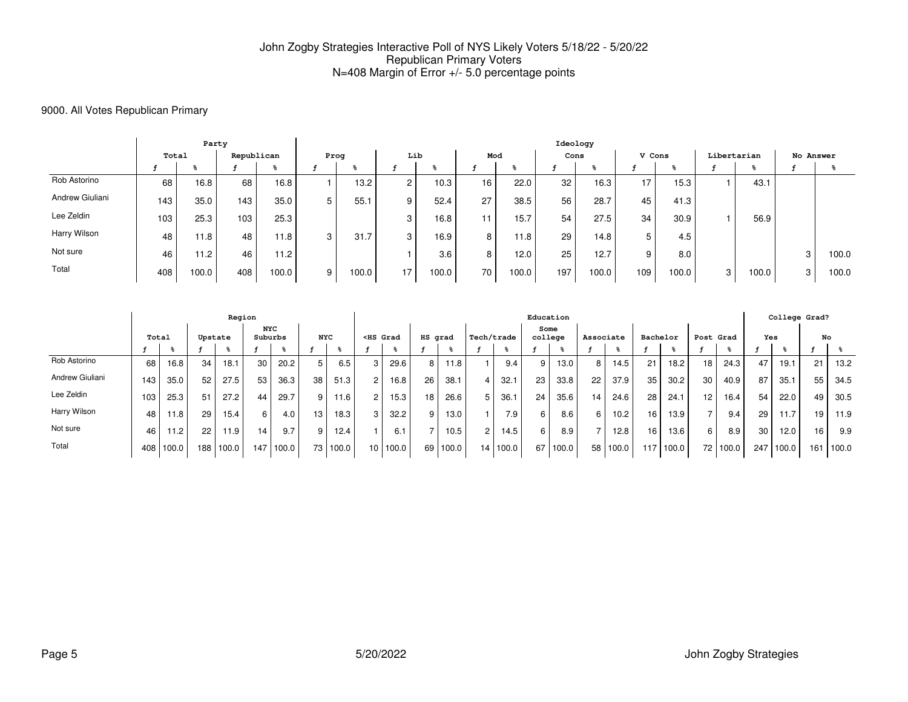John Zogby Strategies Interactive Poll of NYS Likely Voters 5/18/22 - 5/20/22
Republican Primary Voters
N=408 Margin of Error +/- 5.0 percentage points

## 9000. All Votes Republican Primary

| | Party | | | | Ideology | | | | | | | | | | | | | | | |
|---|---|---|---|---|---|---|---|---|---|---|---|---|---|---|---|---|---|---|---|---|
| | Total | | Republican | | Prog | | Lib | | Mod | | Cons | | V Cons | | Libertarian | | No Answer | |
| | f | % | f | % | f | % | f | % | f | % | f | % | f | % | f | % | f | % |
| Rob Astorino | 68 | 16.8 | 68 | 16.8 | 1 | 13.2 | 2 | 10.3 | 16 | 22.0 | 32 | 16.3 | 17 | 15.3 | 1 | 43.1 | | |
| Andrew Giuliani | 143 | 35.0 | 143 | 35.0 | 5 | 55.1 | 9 | 52.4 | 27 | 38.5 | 56 | 28.7 | 45 | 41.3 | | | | |
| Lee Zeldin | 103 | 25.3 | 103 | 25.3 | | | 3 | 16.8 | 11 | 15.7 | 54 | 27.5 | 34 | 30.9 | 1 | 56.9 | | |
| Harry Wilson | 48 | 11.8 | 48 | 11.8 | 3 | 31.7 | 3 | 16.9 | 8 | 11.8 | 29 | 14.8 | 5 | 4.5 | | | | |
| Not sure | 46 | 11.2 | 46 | 11.2 | | | 1 | 3.6 | 8 | 12.0 | 25 | 12.7 | 9 | 8.0 | | | 3 | 100.0 |
| Total | 408 | 100.0 | 408 | 100.0 | 9 | 100.0 | 17 | 100.0 | 70 | 100.0 | 197 | 100.0 | 109 | 100.0 | 3 | 100.0 | 3 | 100.0 |

| | Region | | | | | | | | Education | | | | | | | | | | | | | | College Grad? | | | |
|---|---|---|---|---|---|---|---|---|---|---|---|---|---|---|---|---|---|---|---|---|---|---|---|---|---|---|
| | Total | | Upstate | | NYC Suburbs | | NYC | | <HS Grad | | HS grad | | Tech/trade | | Some college | | Associate | | Bachelor | | Post Grad | | Yes | | No | |
| | f | % | f | % | f | % | f | % | f | % | f | % | f | % | f | % | f | % | f | % | f | % | f | % | f | % |
| Rob Astorino | 68 | 16.8 | 34 | 18.1 | 30 | 20.2 | 5 | 6.5 | 3 | 29.6 | 8 | 11.8 | 1 | 9.4 | 9 | 13.0 | 8 | 14.5 | 21 | 18.2 | 18 | 24.3 | 47 | 19.1 | 21 | 13.2 |
| Andrew Giuliani | 143 | 35.0 | 52 | 27.5 | 53 | 36.3 | 38 | 51.3 | 2 | 16.8 | 26 | 38.1 | 4 | 32.1 | 23 | 33.8 | 22 | 37.9 | 35 | 30.2 | 30 | 40.9 | 87 | 35.1 | 55 | 34.5 |
| Lee Zeldin | 103 | 25.3 | 51 | 27.2 | 44 | 29.7 | 9 | 11.6 | 2 | 15.3 | 18 | 26.6 | 5 | 36.1 | 24 | 35.6 | 14 | 24.6 | 28 | 24.1 | 12 | 16.4 | 54 | 22.0 | 49 | 30.5 |
| Harry Wilson | 48 | 11.8 | 29 | 15.4 | 6 | 4.0 | 13 | 18.3 | 3 | 32.2 | 9 | 13.0 | 1 | 7.9 | 6 | 8.6 | 6 | 10.2 | 16 | 13.9 | 7 | 9.4 | 29 | 11.7 | 19 | 11.9 |
| Not sure | 46 | 11.2 | 22 | 11.9 | 14 | 9.7 | 9 | 12.4 | 1 | 6.1 | 7 | 10.5 | 2 | 14.5 | 6 | 8.9 | 7 | 12.8 | 16 | 13.6 | 6 | 8.9 | 30 | 12.0 | 16 | 9.9 |
| Total | 408 | 100.0 | 188 | 100.0 | 147 | 100.0 | 73 | 100.0 | 10 | 100.0 | 69 | 100.0 | 14 | 100.0 | 67 | 100.0 | 58 | 100.0 | 117 | 100.0 | 72 | 100.0 | 247 | 100.0 | 161 | 100.0 |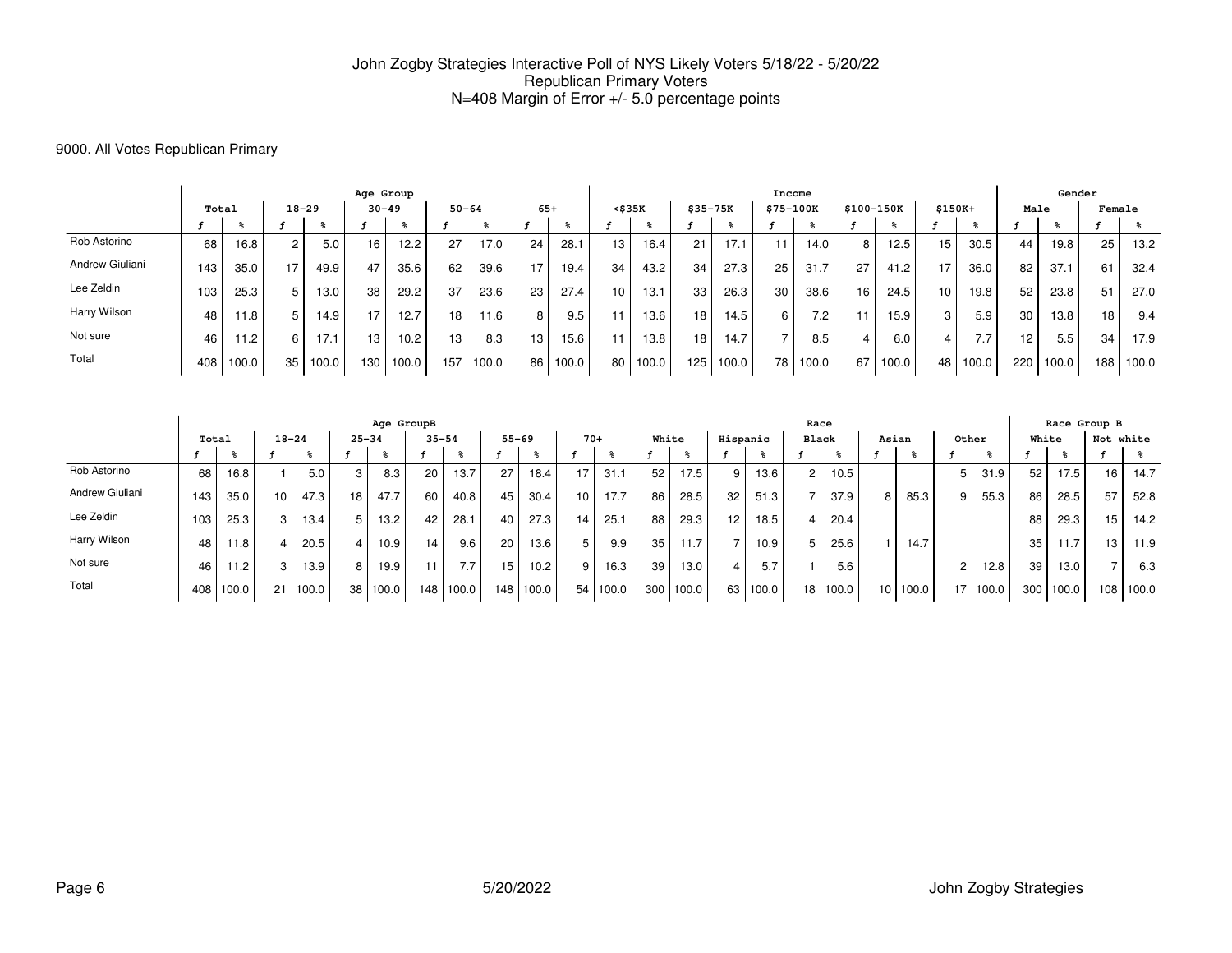John Zogby Strategies Interactive Poll of NYS Likely Voters 5/18/22 - 5/20/22
Republican Primary Voters
N=408 Margin of Error +/- 5.0 percentage points

9000. All Votes Republican Primary

| | Total | | Age Group 18-29 | | 30-49 | | 50-64 | | 65+ | | Income <$35K | | $35-75K | | $75-100K | | $100-150K | | $150K+ | | Gender Male | | Female | |
|---|---|---|---|---|---|---|---|---|---|---|---|---|---|---|---|---|---|---|---|---|---|---|---|---|
| | f | % | f | % | f | % | f | % | f | % | f | % | f | % | f | % | f | % | f | % | f | % | f | % |
| Rob Astorino | 68 | 16.8 | 2 | 5.0 | 16 | 12.2 | 27 | 17.0 | 24 | 28.1 | 13 | 16.4 | 21 | 17.1 | 11 | 14.0 | 8 | 12.5 | 15 | 30.5 | 44 | 19.8 | 25 | 13.2 |
| Andrew Giuliani | 143 | 35.0 | 17 | 49.9 | 47 | 35.6 | 62 | 39.6 | 17 | 19.4 | 34 | 43.2 | 34 | 27.3 | 25 | 31.7 | 27 | 41.2 | 17 | 36.0 | 82 | 37.1 | 61 | 32.4 |
| Lee Zeldin | 103 | 25.3 | 5 | 13.0 | 38 | 29.2 | 37 | 23.6 | 23 | 27.4 | 10 | 13.1 | 33 | 26.3 | 30 | 38.6 | 16 | 24.5 | 10 | 19.8 | 52 | 23.8 | 51 | 27.0 |
| Harry Wilson | 48 | 11.8 | 5 | 14.9 | 17 | 12.7 | 18 | 11.6 | 8 | 9.5 | 11 | 13.6 | 18 | 14.5 | 6 | 7.2 | 11 | 15.9 | 3 | 5.9 | 30 | 13.8 | 18 | 9.4 |
| Not sure | 46 | 11.2 | 6 | 17.1 | 13 | 10.2 | 13 | 8.3 | 13 | 15.6 | 11 | 13.8 | 18 | 14.7 | 7 | 8.5 | 4 | 6.0 | 4 | 7.7 | 12 | 5.5 | 34 | 17.9 |
| Total | 408 | 100.0 | 35 | 100.0 | 130 | 100.0 | 157 | 100.0 | 86 | 100.0 | 80 | 100.0 | 125 | 100.0 | 78 | 100.0 | 67 | 100.0 | 48 | 100.0 | 220 | 100.0 | 188 | 100.0 |

| | Total | | Age GroupB 18-24 | | 25-34 | | 35-54 | | 55-69 | | 70+ | | Race White | | Hispanic | | Black | | Asian | | Other | | Race Group B White | | Not white | |
|---|---|---|---|---|---|---|---|---|---|---|---|---|---|---|---|---|---|---|---|---|---|---|---|---|---|---|
| | f | % | f | % | f | % | f | % | f | % | f | % | f | % | f | % | f | % | f | % | f | % | f | % | f | % |
| Rob Astorino | 68 | 16.8 | 1 | 5.0 | 3 | 8.3 | 20 | 13.7 | 27 | 18.4 | 17 | 31.1 | 52 | 17.5 | 9 | 13.6 | 2 | 10.5 | | | 5 | 31.9 | 52 | 17.5 | 16 | 14.7 |
| Andrew Giuliani | 143 | 35.0 | 10 | 47.3 | 18 | 47.7 | 60 | 40.8 | 45 | 30.4 | 10 | 17.7 | 86 | 28.5 | 32 | 51.3 | 7 | 37.9 | 8 | 85.3 | 9 | 55.3 | 86 | 28.5 | 57 | 52.8 |
| Lee Zeldin | 103 | 25.3 | 3 | 13.4 | 5 | 13.2 | 42 | 28.1 | 40 | 27.3 | 14 | 25.1 | 88 | 29.3 | 12 | 18.5 | 4 | 20.4 | | | | | 88 | 29.3 | 15 | 14.2 |
| Harry Wilson | 48 | 11.8 | 4 | 20.5 | 4 | 10.9 | 14 | 9.6 | 20 | 13.6 | 5 | 9.9 | 35 | 11.7 | 7 | 10.9 | 5 | 25.6 | 1 | 14.7 | | | 35 | 11.7 | 13 | 11.9 |
| Not sure | 46 | 11.2 | 3 | 13.9 | 8 | 19.9 | 11 | 7.7 | 15 | 10.2 | 9 | 16.3 | 39 | 13.0 | 4 | 5.7 | 1 | 5.6 | | | 2 | 12.8 | 39 | 13.0 | 7 | 6.3 |
| Total | 408 | 100.0 | 21 | 100.0 | 38 | 100.0 | 148 | 100.0 | 148 | 100.0 | 54 | 100.0 | 300 | 100.0 | 63 | 100.0 | 18 | 100.0 | 10 | 100.0 | 17 | 100.0 | 300 | 100.0 | 108 | 100.0 |